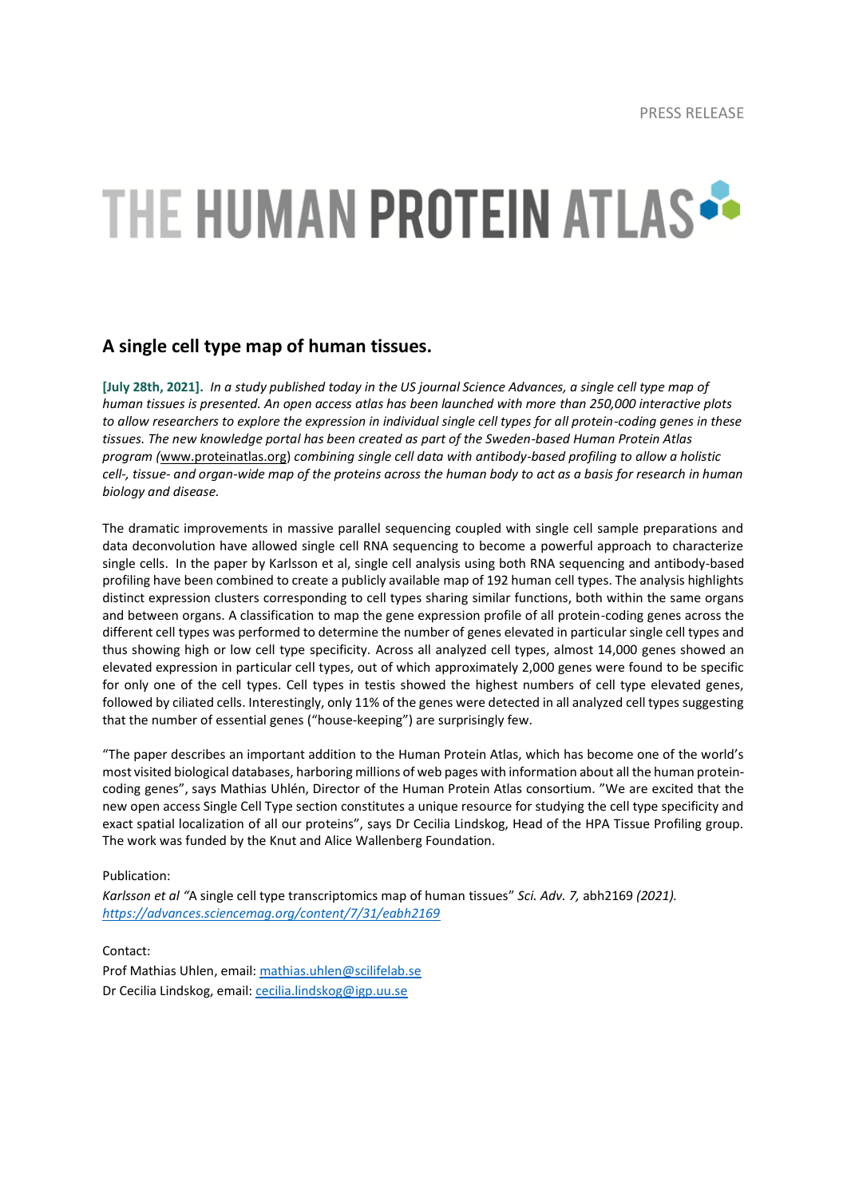PRESS RELEASE

# THE HUMAN PROTEIN ATLAS

## A single cell type map of human tissues.

**[July 28th, 2021].** *In a study published today in the US journal Science Advances, a single cell type map of human tissues is presented. An open access atlas has been launched with more than 250,000 interactive plots to allow researchers to explore the expression in individual single cell types for all protein-coding genes in these tissues. The new knowledge portal has been created as part of the Sweden-based Human Protein Atlas program (*www.proteinatlas.org*) combining single cell data with antibody-based profiling to allow a holistic cell-, tissue- and organ-wide map of the proteins across the human body to act as a basis for research in human biology and disease.*

The dramatic improvements in massive parallel sequencing coupled with single cell sample preparations and data deconvolution have allowed single cell RNA sequencing to become a powerful approach to characterize single cells. In the paper by Karlsson et al, single cell analysis using both RNA sequencing and antibody-based profiling have been combined to create a publicly available map of 192 human cell types. The analysis highlights distinct expression clusters corresponding to cell types sharing similar functions, both within the same organs and between organs. A classification to map the gene expression profile of all protein-coding genes across the different cell types was performed to determine the number of genes elevated in particular single cell types and thus showing high or low cell type specificity. Across all analyzed cell types, almost 14,000 genes showed an elevated expression in particular cell types, out of which approximately 2,000 genes were found to be specific for only one of the cell types. Cell types in testis showed the highest numbers of cell type elevated genes, followed by ciliated cells. Interestingly, only 11% of the genes were detected in all analyzed cell types suggesting that the number of essential genes ("house-keeping") are surprisingly few.

"The paper describes an important addition to the Human Protein Atlas, which has become one of the world's most visited biological databases, harboring millions of web pages with information about all the human protein-coding genes", says Mathias Uhlén, Director of the Human Protein Atlas consortium. "We are excited that the new open access Single Cell Type section constitutes a unique resource for studying the cell type specificity and exact spatial localization of all our proteins", says Dr Cecilia Lindskog, Head of the HPA Tissue Profiling group. The work was funded by the Knut and Alice Wallenberg Foundation.

Publication:

*Karlsson et al* "A single cell type transcriptomics map of human tissues" *Sci. Adv. 7,* abh2169 *(2021).*
*https://advances.sciencemag.org/content/7/31/eabh2169*

Contact:
Prof Mathias Uhlen, email: mathias.uhlen@scilifelab.se
Dr Cecilia Lindskog, email: cecilia.lindskog@igp.uu.se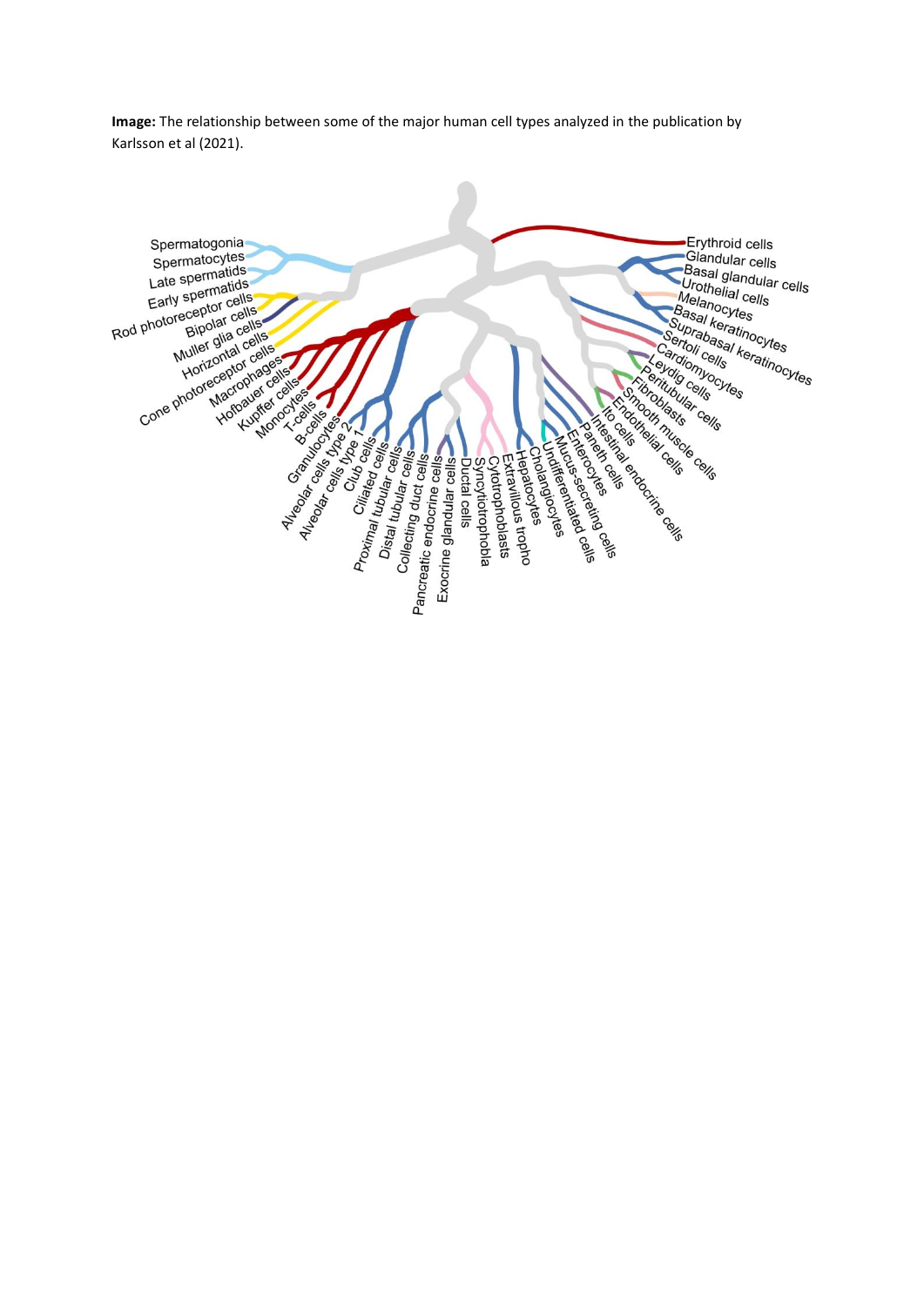**Image:** The relationship between some of the major human cell types analyzed in the publication by Karlsson et al (2021).

Spermatogonia
Spermatocytes
Late spermatids
Early spermatids
Rod photoreceptor cells
Bipolar cells
Muller glia cells
Horizontal cells
Cone photoreceptor cells
Macrophages
Hofbauer cells
Kupffer cells
Monocytes
T-cells
B-cells
Granulocytes
Alveolar cells type 2
Alveolar cells type 1
Club cells
Ciliated cells
Proximal tubular cells
Distal tubular cells
Collecting duct cells
Pancreatic endocrine cells
Exocrine glandular cells
Ductal cells
Syncytiotrophobla
Cytotrophoblasts
Extravillous tropho
Hepatocytes
Cholangiocytes
Undifferentiated cells
Mucus-secreting cells
Enterocytes
Paneth cells
Intestinal endocrine cells
Ito cells
Endothelial cells
Smooth muscle cells
Fibroblasts
Peritubular cells
Leydig cells
Cardiomyocytes
Sertoli cells
Suprabasal keratinocytes
Basal keratinocytes
Melanocytes
Urothelial cells
Basal glandular cells
Glandular cells
Erythroid cells